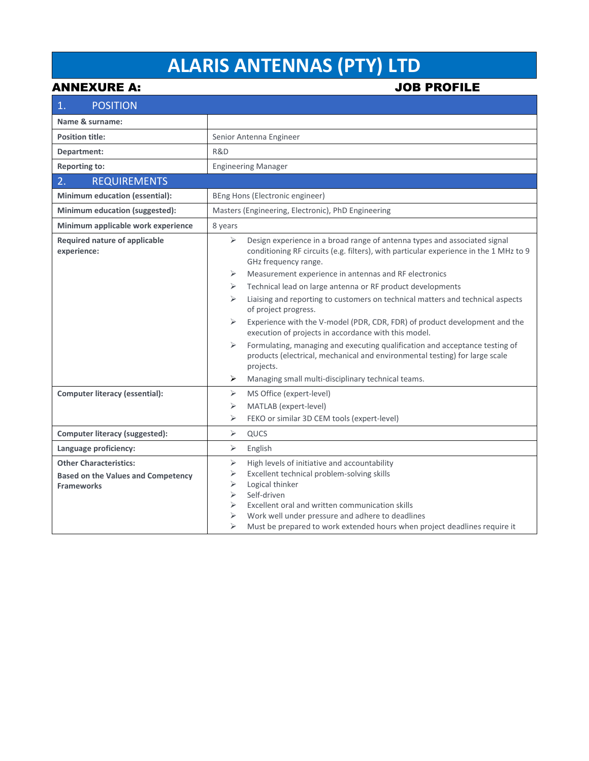# ALARIS ANTENNAS (PTY) LTD

**ANNEXURE A:** **JOB PROFILE**

| 1. POSITION | |
|---|---|
| **Name & surname:** | |
| **Position title:** | Senior Antenna Engineer |
| **Department:** | R&D |
| **Reporting to:** | Engineering Manager |
| **2. REQUIREMENTS** | |
| **Minimum education (essential):** | BEng Hons (Electronic engineer) |
| **Minimum education (suggested):** | Masters (Engineering, Electronic), PhD Engineering |
| **Minimum applicable work experience** | 8 years |
| **Required nature of applicable experience:** | ➢ Design experience in a broad range of antenna types and associated signal conditioning RF circuits (e.g. filters), with particular experience in the 1 MHz to 9 GHz frequency range.<br>➢ Measurement experience in antennas and RF electronics<br>➢ Technical lead on large antenna or RF product developments<br>➢ Liaising and reporting to customers on technical matters and technical aspects of project progress.<br>➢ Experience with the V-model (PDR, CDR, FDR) of product development and the execution of projects in accordance with this model.<br>➢ Formulating, managing and executing qualification and acceptance testing of products (electrical, mechanical and environmental testing) for large scale projects.<br>➢ Managing small multi-disciplinary technical teams. |
| **Computer literacy (essential):** | ➢ MS Office (expert-level)<br>➢ MATLAB (expert-level)<br>➢ FEKO or similar 3D CEM tools (expert-level) |
| **Computer literacy (suggested):** | ➢ QUCS |
| **Language proficiency:** | ➢ English |
| **Other Characteristics:**<br>**Based on the Values and Competency Frameworks** | ➢ High levels of initiative and accountability<br>➢ Excellent technical problem-solving skills<br>➢ Logical thinker<br>➢ Self-driven<br>➢ Excellent oral and written communication skills<br>➢ Work well under pressure and adhere to deadlines<br>➢ Must be prepared to work extended hours when project deadlines require it |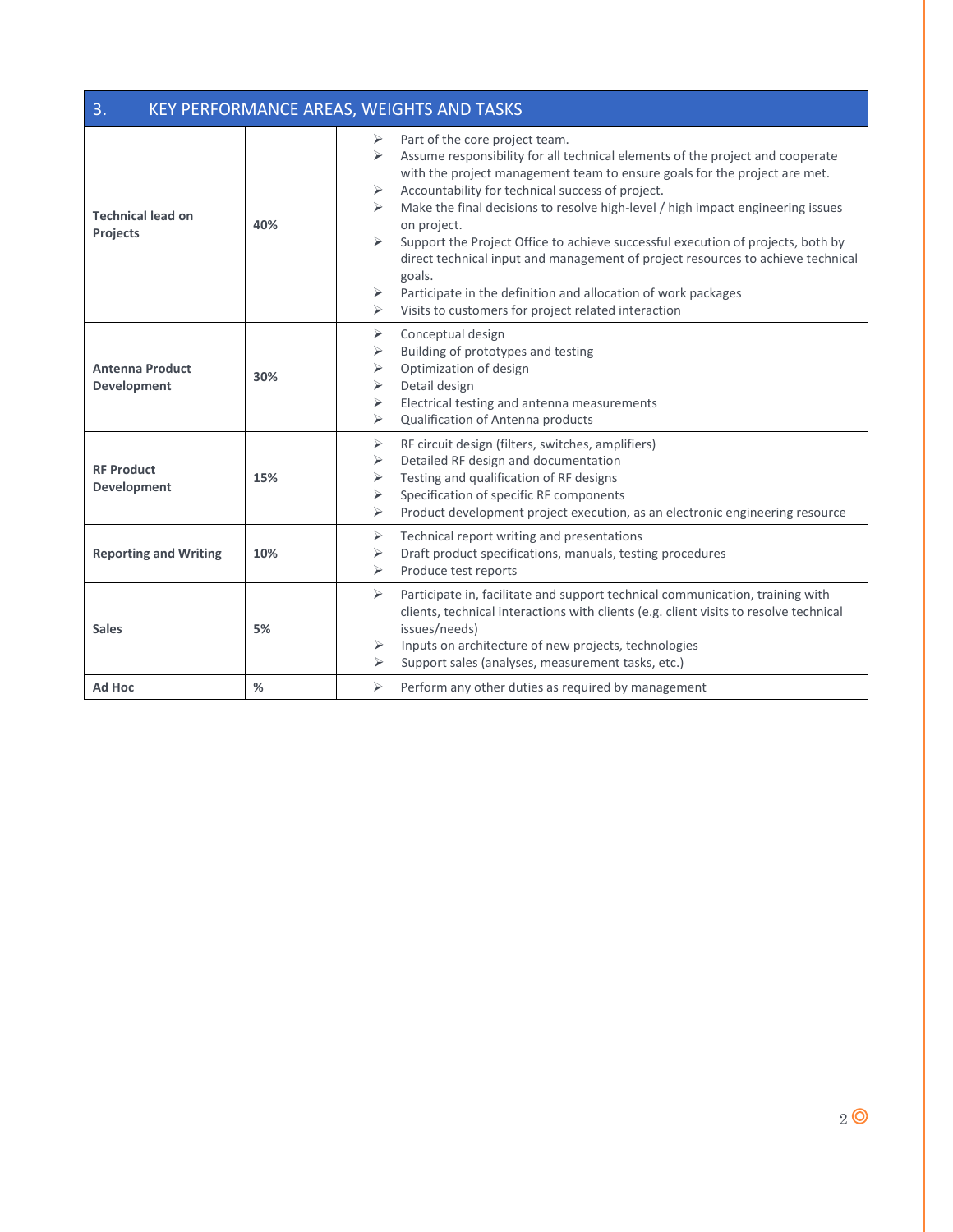## 3. KEY PERFORMANCE AREAS, WEIGHTS AND TASKS

| | | |
|---|---|---|
| **Technical lead on Projects** | **40%** | ➢ Part of the core project team.<br>➢ Assume responsibility for all technical elements of the project and cooperate with the project management team to ensure goals for the project are met.<br>➢ Accountability for technical success of project.<br>➢ Make the final decisions to resolve high-level / high impact engineering issues on project.<br>➢ Support the Project Office to achieve successful execution of projects, both by direct technical input and management of project resources to achieve technical goals.<br>➢ Participate in the definition and allocation of work packages<br>➢ Visits to customers for project related interaction |
| **Antenna Product Development** | **30%** | ➢ Conceptual design<br>➢ Building of prototypes and testing<br>➢ Optimization of design<br>➢ Detail design<br>➢ Electrical testing and antenna measurements<br>➢ Qualification of Antenna products |
| **RF Product Development** | **15%** | ➢ RF circuit design (filters, switches, amplifiers)<br>➢ Detailed RF design and documentation<br>➢ Testing and qualification of RF designs<br>➢ Specification of specific RF components<br>➢ Product development project execution, as an electronic engineering resource |
| **Reporting and Writing** | **10%** | ➢ Technical report writing and presentations<br>➢ Draft product specifications, manuals, testing procedures<br>➢ Produce test reports |
| **Sales** | **5%** | ➢ Participate in, facilitate and support technical communication, training with clients, technical interactions with clients (e.g. client visits to resolve technical issues/needs)<br>➢ Inputs on architecture of new projects, technologies<br>➢ Support sales (analyses, measurement tasks, etc.) |
| **Ad Hoc** | **%** | ➢ Perform any other duties as required by management |